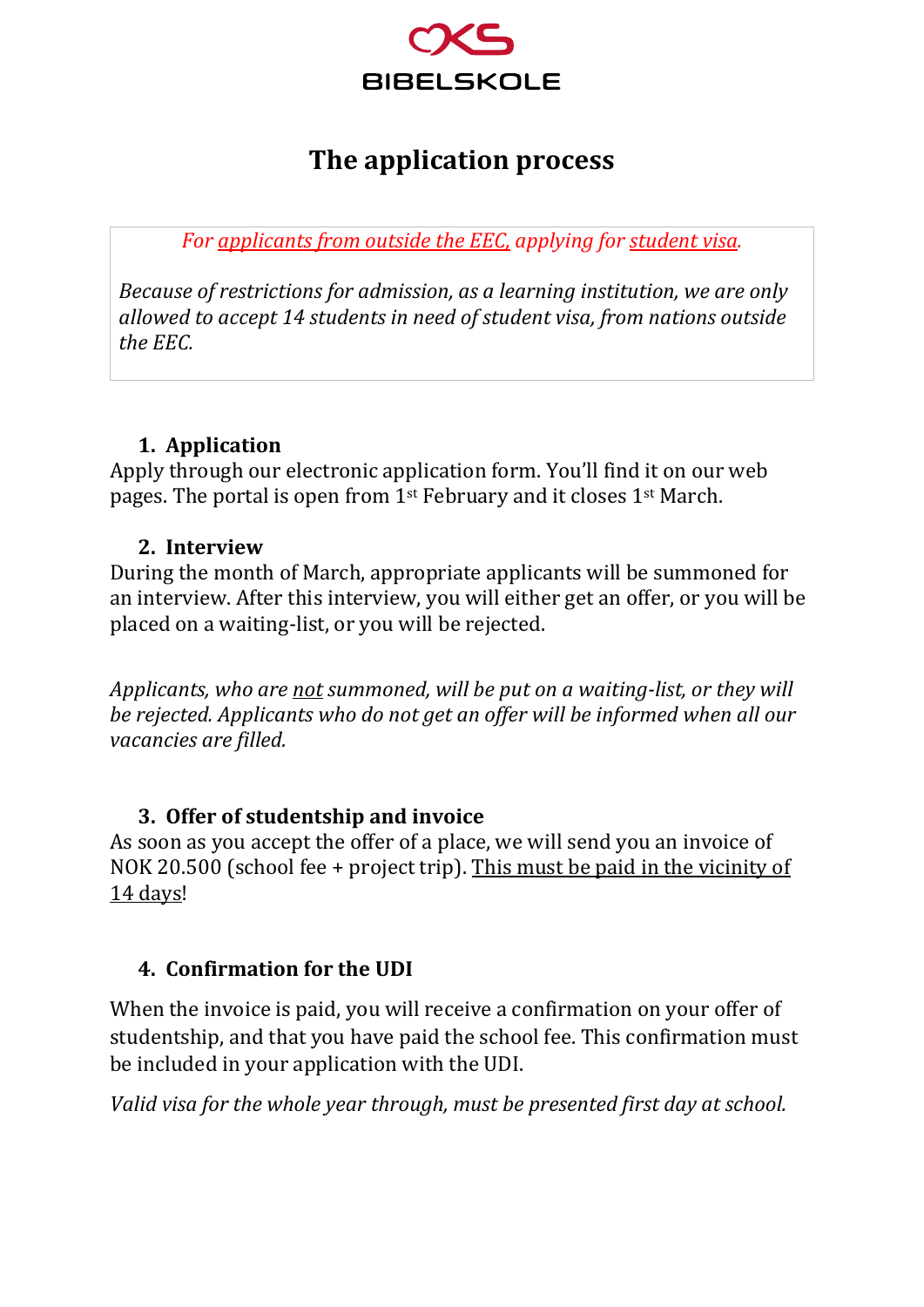KS BIBELSKOLE

# The application process

*For applicants from outside the EEC, applying for student visa.*

*Because of restrictions for admission, as a learning institution, we are only allowed to accept 14 students in need of student visa, from nations outside the EEC.*

1. **Application**

Apply through our electronic application form. You'll find it on our web pages. The portal is open from 1st February and it closes 1st March.

2. **Interview**

During the month of March, appropriate applicants will be summoned for an interview. After this interview, you will either get an offer, or you will be placed on a waiting-list, or you will be rejected.

*Applicants, who are not summoned, will be put on a waiting-list, or they will be rejected. Applicants who do not get an offer will be informed when all our vacancies are filled.*

3. **Offer of studentship and invoice**

As soon as you accept the offer of a place, we will send you an invoice of NOK 20.500 (school fee + project trip). This must be paid in the vicinity of 14 days!

4. **Confirmation for the UDI**

When the invoice is paid, you will receive a confirmation on your offer of studentship, and that you have paid the school fee. This confirmation must be included in your application with the UDI.

*Valid visa for the whole year through, must be presented first day at school.*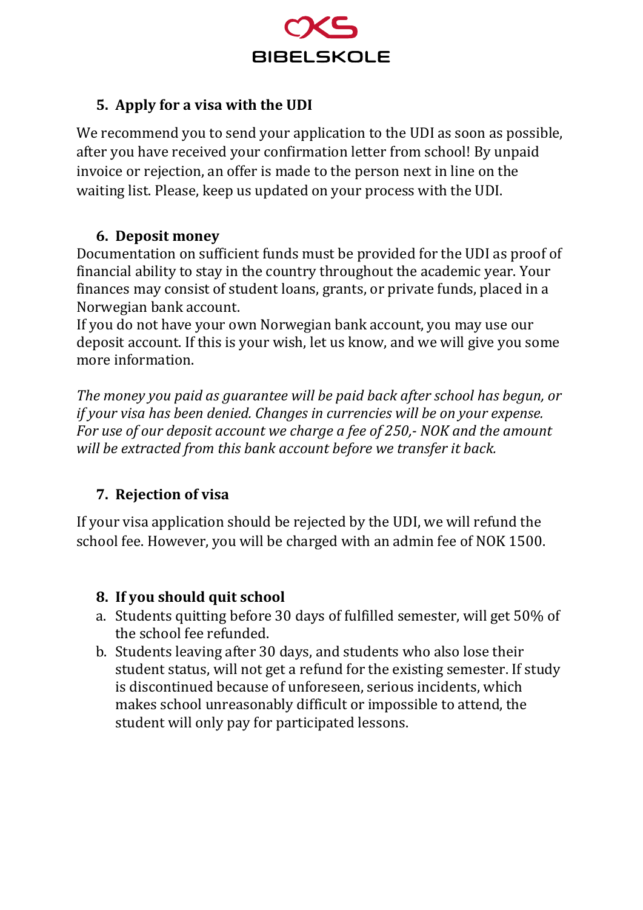## 5. Apply for a visa with the UDI

We recommend you to send your application to the UDI as soon as possible, after you have received your confirmation letter from school! By unpaid invoice or rejection, an offer is made to the person next in line on the waiting list. Please, keep us updated on your process with the UDI.

## 6. Deposit money

Documentation on sufficient funds must be provided for the UDI as proof of financial ability to stay in the country throughout the academic year. Your finances may consist of student loans, grants, or private funds, placed in a Norwegian bank account.
If you do not have your own Norwegian bank account, you may use our deposit account. If this is your wish, let us know, and we will give you some more information.

*The money you paid as guarantee will be paid back after school has begun, or if your visa has been denied. Changes in currencies will be on your expense. For use of our deposit account we charge a fee of 250,- NOK and the amount will be extracted from this bank account before we transfer it back.*

## 7. Rejection of visa

If your visa application should be rejected by the UDI, we will refund the school fee. However, you will be charged with an admin fee of NOK 1500.

## 8. If you should quit school

a. Students quitting before 30 days of fulfilled semester, will get 50% of the school fee refunded.
b. Students leaving after 30 days, and students who also lose their student status, will not get a refund for the existing semester. If study is discontinued because of unforeseen, serious incidents, which makes school unreasonably difficult or impossible to attend, the student will only pay for participated lessons.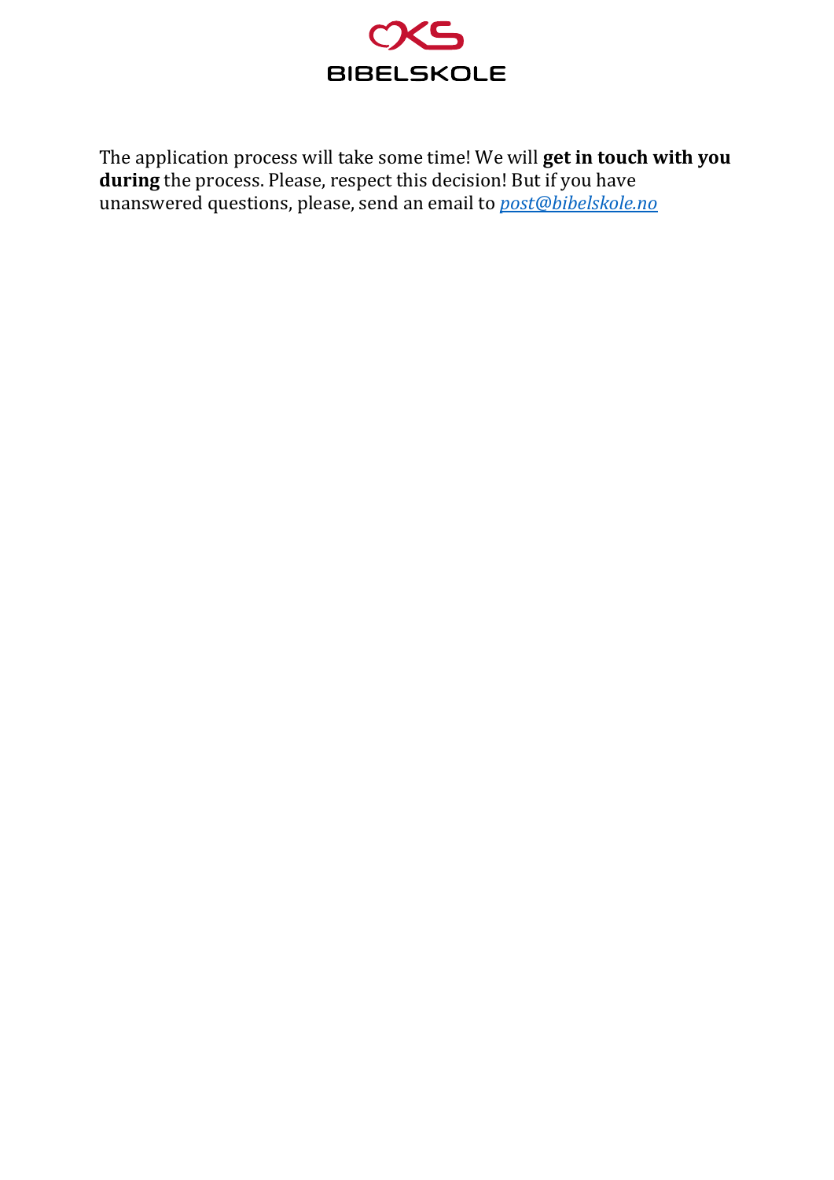The application process will take some time! We will **get in touch with you during** the process. Please, respect this decision! But if you have unanswered questions, please, send an email to *post@bibelskole.no*